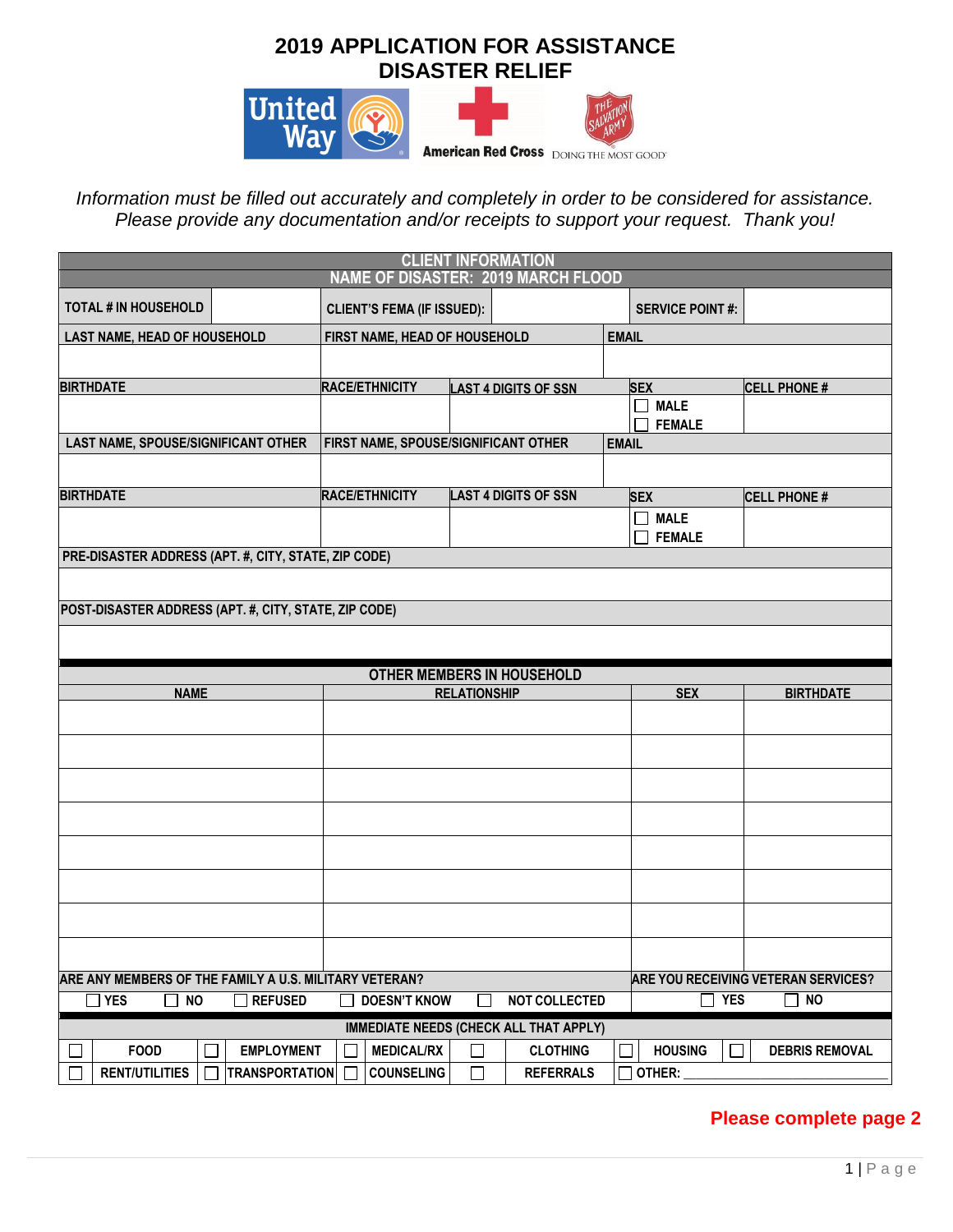# 2019 APPLICATION FOR ASSISTANCE
# DISASTER RELIEF

United Way | American Red Cross | The Salvation Army — Doing the Most Good

*Information must be filled out accurately and completely in order to be considered for assistance. Please provide any documentation and/or receipts to support your request. Thank you!*

## CLIENT INFORMATION
### NAME OF DISASTER: 2019 MARCH FLOOD

| TOTAL # IN HOUSEHOLD | | CLIENT'S FEMA (IF ISSUED): | | SERVICE POINT #: | |
|---|---|---|---|---|---|

| LAST NAME, HEAD OF HOUSEHOLD | FIRST NAME, HEAD OF HOUSEHOLD | | EMAIL | |
|---|---|---|---|---|
| | | | | |
| **BIRTHDATE** | **RACE/ETHNICITY** | **LAST 4 DIGITS OF SSN** | **SEX** | **CELL PHONE #** |
| | | | ☐ MALE ☐ FEMALE | |
| **LAST NAME, SPOUSE/SIGNIFICANT OTHER** | **FIRST NAME, SPOUSE/SIGNIFICANT OTHER** | | **EMAIL** | |
| | | | | |
| **BIRTHDATE** | **RACE/ETHNICITY** | **LAST 4 DIGITS OF SSN** | **SEX** | **CELL PHONE #** |
| | | | ☐ MALE ☐ FEMALE | |

| PRE-DISASTER ADDRESS (APT. #, CITY, STATE, ZIP CODE) |
|---|
| |
| **POST-DISASTER ADDRESS (APT. #, CITY, STATE, ZIP CODE)** |
| |

## OTHER MEMBERS IN HOUSEHOLD

| NAME | RELATIONSHIP | SEX | BIRTHDATE |
|---|---|---|---|
| | | | |
| | | | |
| | | | |
| | | | |
| | | | |
| | | | |
| | | | |
| | | | |

| ARE ANY MEMBERS OF THE FAMILY A U.S. MILITARY VETERAN? | ARE YOU RECEIVING VETERAN SERVICES? |
|---|---|
| ☐ YES ☐ NO ☐ REFUSED ☐ DOESN'T KNOW ☐ NOT COLLECTED | ☐ YES ☐ NO |

## IMMEDIATE NEEDS (CHECK ALL THAT APPLY)

| | | | | |
|---|---|---|---|---|
| ☐ FOOD | ☐ EMPLOYMENT | ☐ MEDICAL/RX | ☐ CLOTHING | ☐ HOUSING | ☐ DEBRIS REMOVAL |
| ☐ RENT/UTILITIES | ☐ TRANSPORTATION | ☐ COUNSELING | ☐ REFERRALS | ☐ OTHER: ____________________ | |

**Please complete page 2**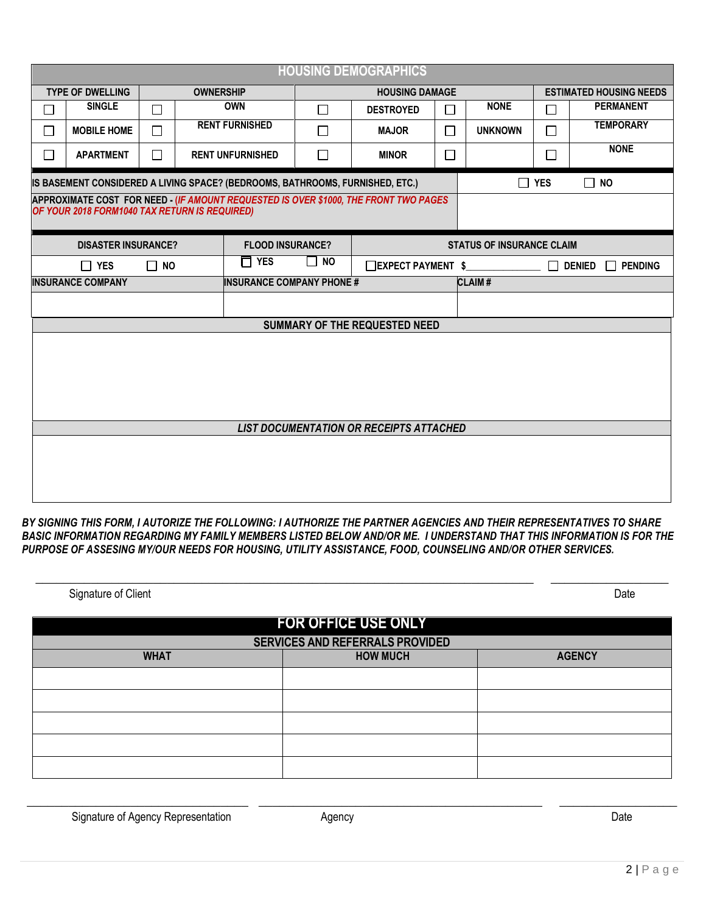## HOUSING DEMOGRAPHICS

| TYPE OF DWELLING | | OWNERSHIP | | HOUSING DAMAGE | | | | ESTIMATED HOUSING NEEDS | |
|---|---|---|---|---|---|---|---|---|---|
| ☐ | SINGLE | ☐ | OWN | ☐ | DESTROYED | ☐ | NONE | ☐ | PERMANENT |
| ☐ | MOBILE HOME | ☐ | RENT FURNISHED | ☐ | MAJOR | ☐ | UNKNOWN | ☐ | TEMPORARY |
| ☐ | APARTMENT | ☐ | RENT UNFURNISHED | ☐ | MINOR | ☐ | | ☐ | NONE |

| | |
|---|---|
| IS BASEMENT CONSIDERED A LIVING SPACE? (BEDROOMS, BATHROOMS, FURNISHED, ETC.) | ☐ YES ☐ NO |
| APPROXIMATE COST FOR NEED - (*IF AMOUNT REQUESTED IS OVER $1000, THE FRONT TWO PAGES OF YOUR 2018 FORM1040 TAX RETURN IS REQUIRED)* | |

| DISASTER INSURANCE? | FLOOD INSURANCE? | STATUS OF INSURANCE CLAIM |
|---|---|---|
| ☐ YES ☐ NO | ☐ YES ☐ NO | ☐EXPECT PAYMENT $______________ ☐ DENIED ☐ PENDING |
| INSURANCE COMPANY | INSURANCE COMPANY PHONE # | CLAIM # |
| | | |

**SUMMARY OF THE REQUESTED NEED**

***LIST DOCUMENTATION OR RECEIPTS ATTACHED***

***BY SIGNING THIS FORM, I AUTORIZE THE FOLLOWING: I AUTHORIZE THE PARTNER AGENCIES AND THEIR REPRESENTATIVES TO SHARE BASIC INFORMATION REGARDING MY FAMILY MEMBERS LISTED BELOW AND/OR ME. I UNDERSTAND THAT THIS INFORMATION IS FOR THE PURPOSE OF ASSESING MY/OUR NEEDS FOR HOUSING, UTILITY ASSISTANCE, FOOD, COUNSELING AND/OR OTHER SERVICES.***

_______________________________________________ ____________________

Signature of Client                                                                 Date

## FOR OFFICE USE ONLY

**SERVICES AND REFERRALS PROVIDED**

| WHAT | HOW MUCH | AGENCY |
|---|---|---|
| | | |
| | | |
| | | |
| | | |
| | | |

______________________ ______________________ ____________

Signature of Agency Representation                  Agency                  Date